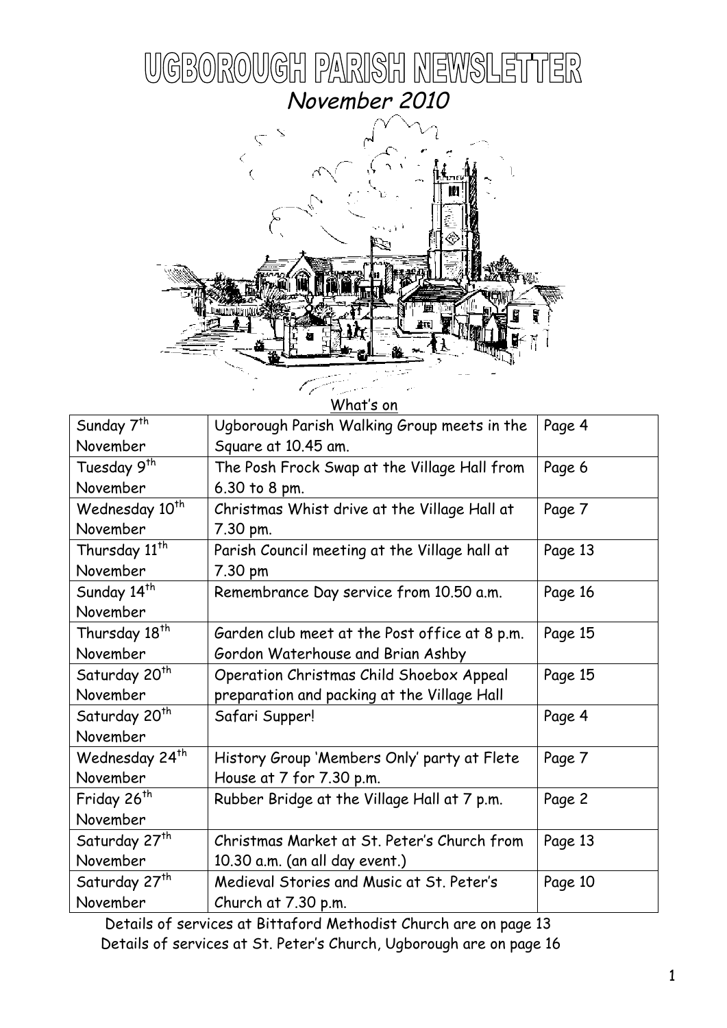# UGBOROUGH PARISH NEWSLETTER

*November 2010*

What's on

| | | |
|---|---|---|
| Sunday 7th November | Ugborough Parish Walking Group meets in the Square at 10.45 am. | Page 4 |
| Tuesday 9th November | The Posh Frock Swap at the Village Hall from 6.30 to 8 pm. | Page 6 |
| Wednesday 10th November | Christmas Whist drive at the Village Hall at 7.30 pm. | Page 7 |
| Thursday 11th November | Parish Council meeting at the Village hall at 7.30 pm | Page 13 |
| Sunday 14th November | Remembrance Day service from 10.50 a.m. | Page 16 |
| Thursday 18th November | Garden club meet at the Post office at 8 p.m. Gordon Waterhouse and Brian Ashby | Page 15 |
| Saturday 20th November | Operation Christmas Child Shoebox Appeal preparation and packing at the Village Hall | Page 15 |
| Saturday 20th November | Safari Supper! | Page 4 |
| Wednesday 24th November | History Group 'Members Only' party at Flete House at 7 for 7.30 p.m. | Page 7 |
| Friday 26th November | Rubber Bridge at the Village Hall at 7 p.m. | Page 2 |
| Saturday 27th November | Christmas Market at St. Peter's Church from 10.30 a.m. (an all day event.) | Page 13 |
| Saturday 27th November | Medieval Stories and Music at St. Peter's Church at 7.30 p.m. | Page 10 |

Details of services at Bittaford Methodist Church are on page 13

Details of services at St. Peter's Church, Ugborough are on page 16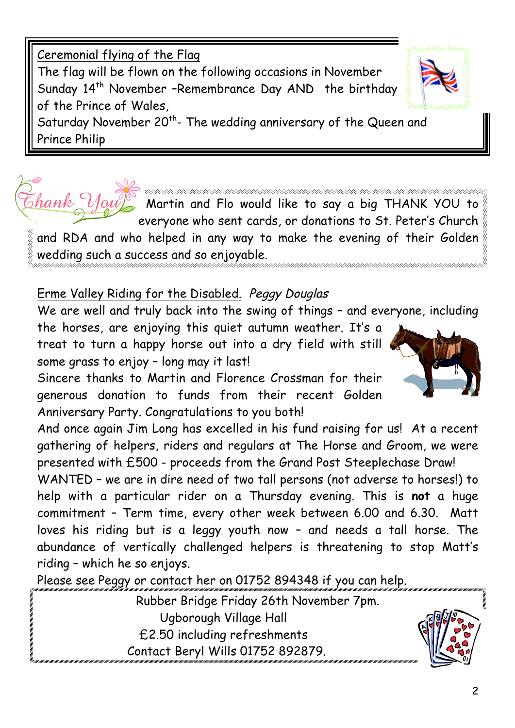## Ceremonial flying of the Flag

The flag will be flown on the following occasions in November

Sunday 14th November –Remembrance Day AND the birthday of the Prince of Wales,

Saturday November 20th- The wedding anniversary of the Queen and Prince Philip

Thank You

Martin and Flo would like to say a big THANK YOU to everyone who sent cards, or donations to St. Peter's Church and RDA and who helped in any way to make the evening of their Golden wedding such a success and so enjoyable.

## Erme Valley Riding for the Disabled. *Peggy Douglas*

We are well and truly back into the swing of things – and everyone, including the horses, are enjoying this quiet autumn weather. It's a treat to turn a happy horse out into a dry field with still some grass to enjoy – long may it last!

Sincere thanks to Martin and Florence Crossman for their generous donation to funds from their recent Golden Anniversary Party. Congratulations to you both!

And once again Jim Long has excelled in his fund raising for us! At a recent gathering of helpers, riders and regulars at The Horse and Groom, we were presented with £500 - proceeds from the Grand Post Steeplechase Draw!

WANTED – we are in dire need of two tall persons (not adverse to horses!) to help with a particular rider on a Thursday evening. This is **not** a huge commitment – Term time, every other week between 6.00 and 6.30. Matt loves his riding but is a leggy youth now – and needs a tall horse. The abundance of vertically challenged helpers is threatening to stop Matt's riding – which he so enjoys.

Please see Peggy or contact her on 01752 894348 if you can help.

Rubber Bridge Friday 26th November 7pm.
Ugborough Village Hall
£2.50 including refreshments
Contact Beryl Wills 01752 892879.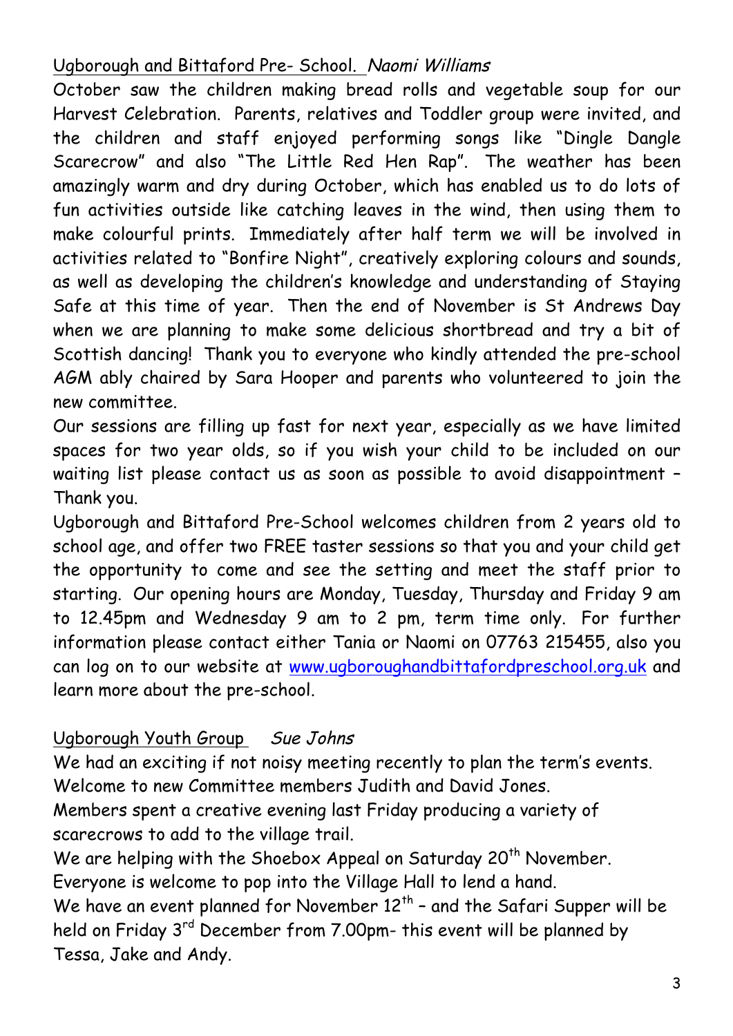## Ugborough and Bittaford Pre- School. *Naomi Williams*

October saw the children making bread rolls and vegetable soup for our Harvest Celebration. Parents, relatives and Toddler group were invited, and the children and staff enjoyed performing songs like "Dingle Dangle Scarecrow" and also "The Little Red Hen Rap". The weather has been amazingly warm and dry during October, which has enabled us to do lots of fun activities outside like catching leaves in the wind, then using them to make colourful prints. Immediately after half term we will be involved in activities related to "Bonfire Night", creatively exploring colours and sounds, as well as developing the children's knowledge and understanding of Staying Safe at this time of year. Then the end of November is St Andrews Day when we are planning to make some delicious shortbread and try a bit of Scottish dancing! Thank you to everyone who kindly attended the pre-school AGM ably chaired by Sara Hooper and parents who volunteered to join the new committee.

Our sessions are filling up fast for next year, especially as we have limited spaces for two year olds, so if you wish your child to be included on our waiting list please contact us as soon as possible to avoid disappointment – Thank you.

Ugborough and Bittaford Pre-School welcomes children from 2 years old to school age, and offer two FREE taster sessions so that you and your child get the opportunity to come and see the setting and meet the staff prior to starting. Our opening hours are Monday, Tuesday, Thursday and Friday 9 am to 12.45pm and Wednesday 9 am to 2 pm, term time only. For further information please contact either Tania or Naomi on 07763 215455, also you can log on to our website at www.ugboroughandbittafordpreschool.org.uk and learn more about the pre-school.

## Ugborough Youth Group *Sue Johns*

We had an exciting if not noisy meeting recently to plan the term's events.
Welcome to new Committee members Judith and David Jones.
Members spent a creative evening last Friday producing a variety of scarecrows to add to the village trail.
We are helping with the Shoebox Appeal on Saturday 20th November.
Everyone is welcome to pop into the Village Hall to lend a hand.
We have an event planned for November 12th – and the Safari Supper will be held on Friday 3rd December from 7.00pm- this event will be planned by Tessa, Jake and Andy.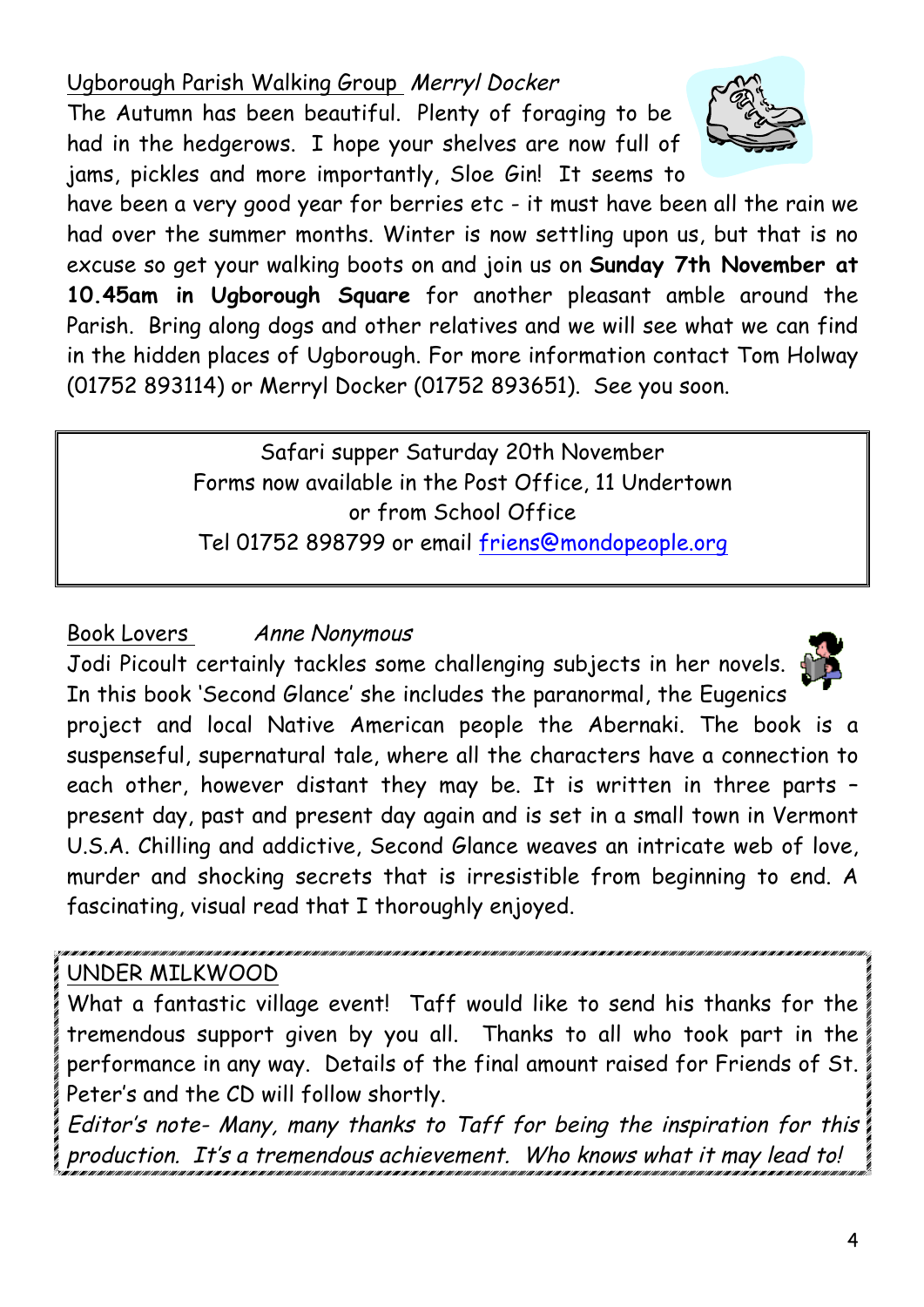<u>Ugborough Parish Walking Group</u> *Merryl Docker*

The Autumn has been beautiful. Plenty of foraging to be had in the hedgerows. I hope your shelves are now full of jams, pickles and more importantly, Sloe Gin! It seems to have been a very good year for berries etc - it must have been all the rain we had over the summer months. Winter is now settling upon us, but that is no excuse so get your walking boots on and join us on **Sunday 7th November at 10.45am in Ugborough Square** for another pleasant amble around the Parish. Bring along dogs and other relatives and we will see what we can find in the hidden places of Ugborough. For more information contact Tom Holway (01752 893114) or Merryl Docker (01752 893651). See you soon.

Safari supper Saturday 20th November
Forms now available in the Post Office, 11 Undertown
or from School Office
Tel 01752 898799 or email friens@mondopeople.org

<u>Book Lovers</u> *Anne Nonymous*

Jodi Picoult certainly tackles some challenging subjects in her novels. In this book 'Second Glance' she includes the paranormal, the Eugenics project and local Native American people the Abernaki. The book is a suspenseful, supernatural tale, where all the characters have a connection to each other, however distant they may be. It is written in three parts – present day, past and present day again and is set in a small town in Vermont U.S.A. Chilling and addictive, Second Glance weaves an intricate web of love, murder and shocking secrets that is irresistible from beginning to end. A fascinating, visual read that I thoroughly enjoyed.

<u>UNDER MILKWOOD</u>

What a fantastic village event! Taff would like to send his thanks for the tremendous support given by you all. Thanks to all who took part in the performance in any way. Details of the final amount raised for Friends of St. Peter's and the CD will follow shortly.

*Editor's note- Many, many thanks to Taff for being the inspiration for this production. It's a tremendous achievement. Who knows what it may lead to!*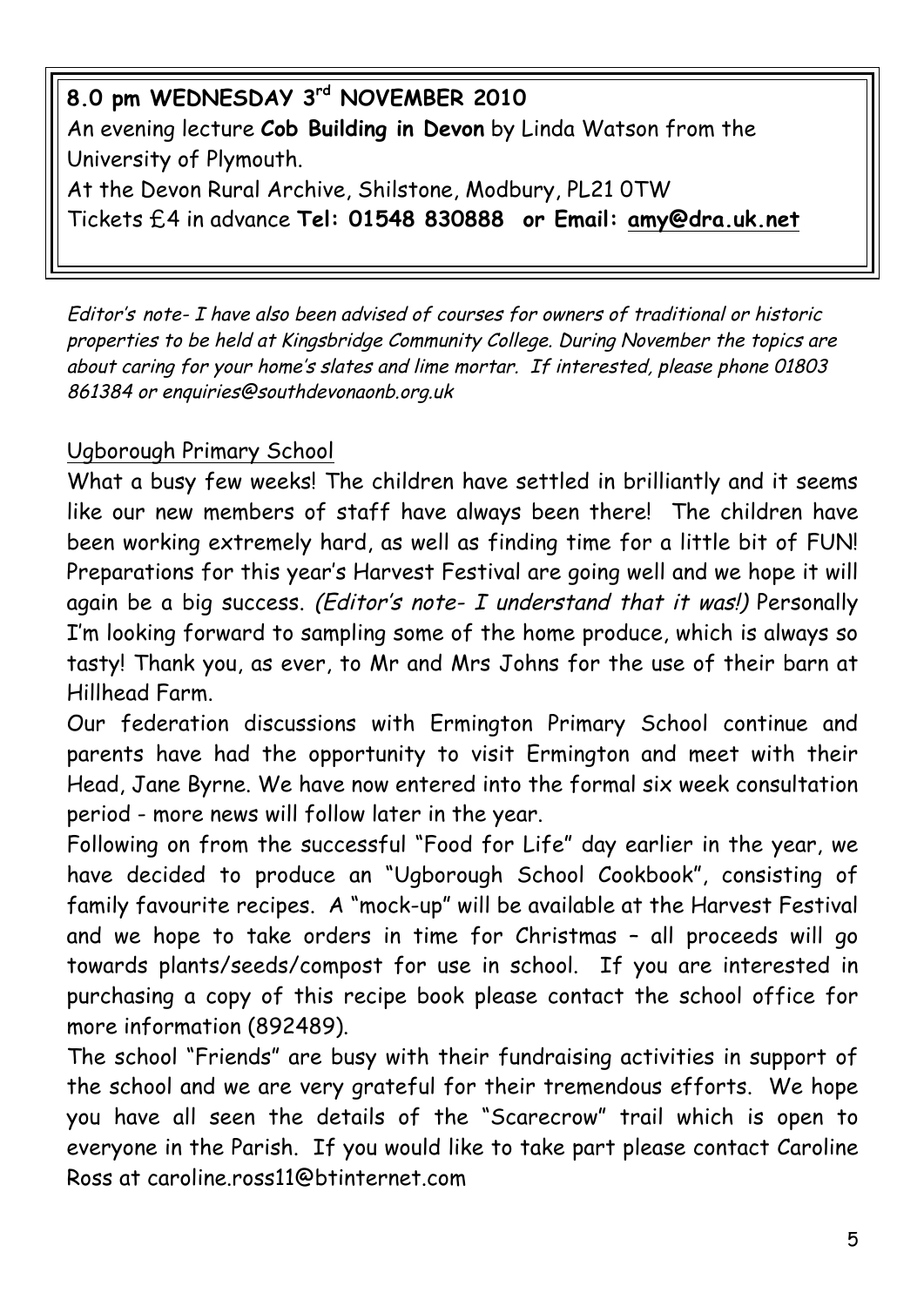**8.0 pm WEDNESDAY 3rd NOVEMBER 2010**
An evening lecture **Cob Building in Devon** by Linda Watson from the University of Plymouth.
At the Devon Rural Archive, Shilstone, Modbury, PL21 0TW
Tickets £4 in advance **Tel: 01548 830888 or Email: amy@dra.uk.net**

*Editor's note- I have also been advised of courses for owners of traditional or historic properties to be held at Kingsbridge Community College. During November the topics are about caring for your home's slates and lime mortar. If interested, please phone 01803 861384 or enquiries@southdevonaonb.org.uk*

## Ugborough Primary School

What a busy few weeks! The children have settled in brilliantly and it seems like our new members of staff have always been there! The children have been working extremely hard, as well as finding time for a little bit of FUN! Preparations for this year's Harvest Festival are going well and we hope it will again be a big success. *(Editor's note- I understand that it was!)* Personally I'm looking forward to sampling some of the home produce, which is always so tasty! Thank you, as ever, to Mr and Mrs Johns for the use of their barn at Hillhead Farm.

Our federation discussions with Ermington Primary School continue and parents have had the opportunity to visit Ermington and meet with their Head, Jane Byrne. We have now entered into the formal six week consultation period - more news will follow later in the year.

Following on from the successful "Food for Life" day earlier in the year, we have decided to produce an "Ugborough School Cookbook", consisting of family favourite recipes. A "mock-up" will be available at the Harvest Festival and we hope to take orders in time for Christmas – all proceeds will go towards plants/seeds/compost for use in school. If you are interested in purchasing a copy of this recipe book please contact the school office for more information (892489).

The school "Friends" are busy with their fundraising activities in support of the school and we are very grateful for their tremendous efforts. We hope you have all seen the details of the "Scarecrow" trail which is open to everyone in the Parish. If you would like to take part please contact Caroline Ross at caroline.ross11@btinternet.com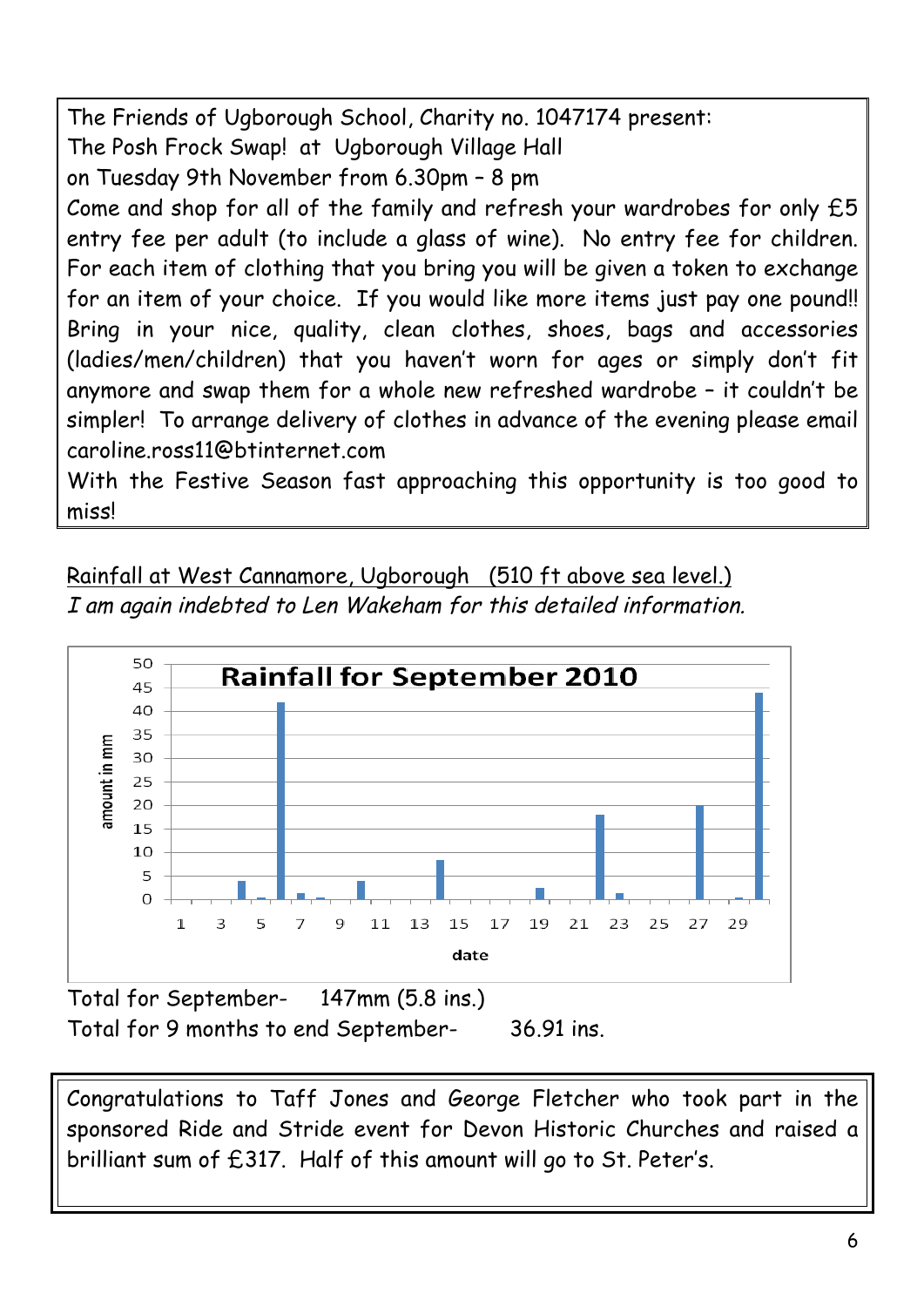The Friends of Ugborough School, Charity no. 1047174 present:
The Posh Frock Swap! at Ugborough Village Hall
on Tuesday 9th November from 6.30pm – 8 pm
Come and shop for all of the family and refresh your wardrobes for only £5 entry fee per adult (to include a glass of wine). No entry fee for children. For each item of clothing that you bring you will be given a token to exchange for an item of your choice. If you would like more items just pay one pound!! Bring in your nice, quality, clean clothes, shoes, bags and accessories (ladies/men/children) that you haven't worn for ages or simply don't fit anymore and swap them for a whole new refreshed wardrobe – it couldn't be simpler! To arrange delivery of clothes in advance of the evening please email caroline.ross11@btinternet.com
With the Festive Season fast approaching this opportunity is too good to miss!

Rainfall at West Cannamore, Ugborough (510 ft above sea level.)
*I am again indebted to Len Wakeham for this detailed information.*

Rainfall for September 2010

Total for September- 147mm (5.8 ins.)
Total for 9 months to end September- 36.91 ins.

Congratulations to Taff Jones and George Fletcher who took part in the sponsored Ride and Stride event for Devon Historic Churches and raised a brilliant sum of £317. Half of this amount will go to St. Peter's.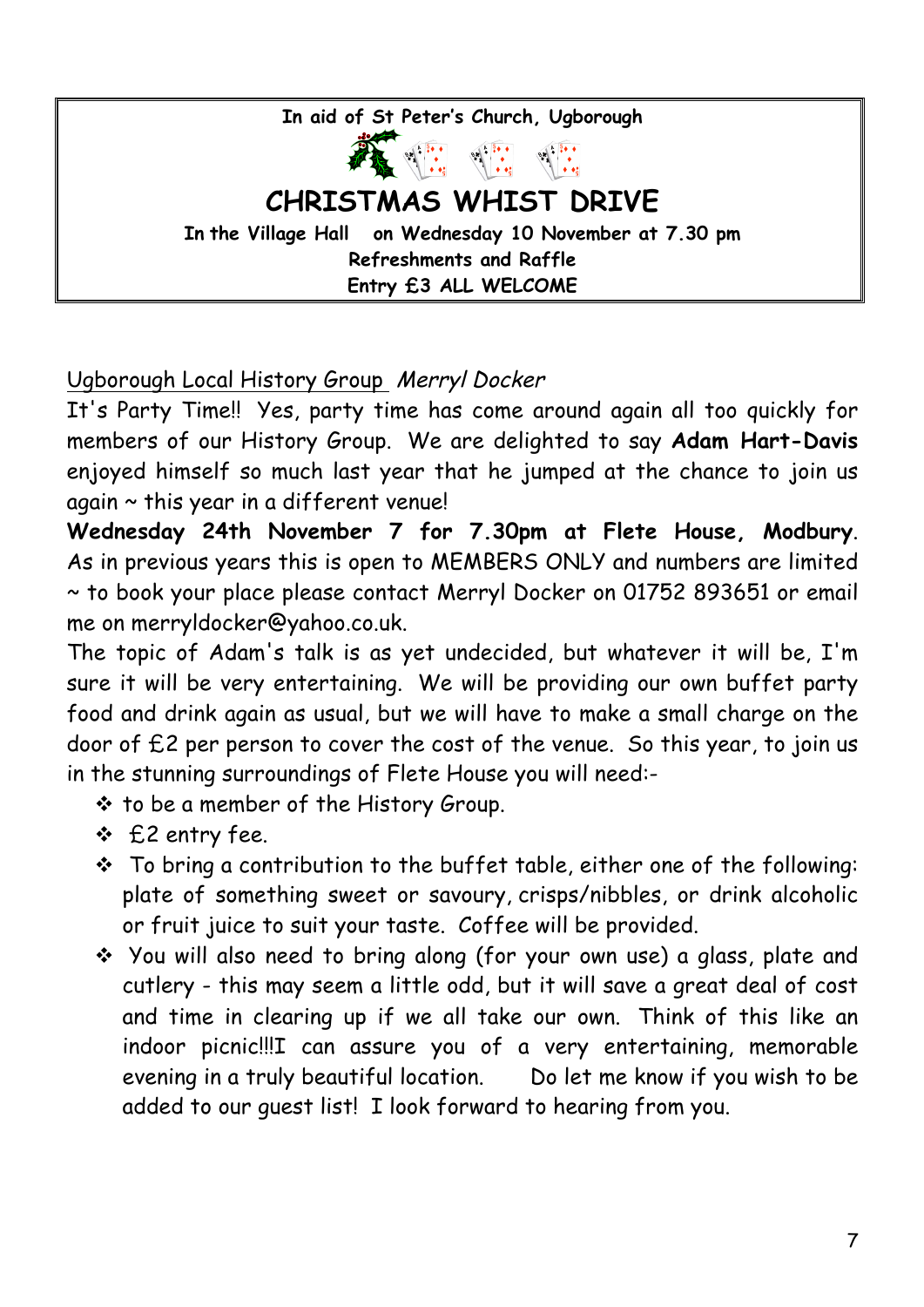**In aid of St Peter's Church, Ugborough**

## CHRISTMAS WHIST DRIVE

**In the Village Hall on Wednesday 10 November at 7.30 pm**

**Refreshments and Raffle**

**Entry £3 ALL WELCOME**

Ugborough Local History Group *Merryl Docker*

It's Party Time!! Yes, party time has come around again all too quickly for members of our History Group. We are delighted to say **Adam Hart-Davis** enjoyed himself so much last year that he jumped at the chance to join us again ~ this year in a different venue!

**Wednesday 24th November 7 for 7.30pm at Flete House, Modbury**. As in previous years this is open to MEMBERS ONLY and numbers are limited ~ to book your place please contact Merryl Docker on 01752 893651 or email me on merryldocker@yahoo.co.uk.

The topic of Adam's talk is as yet undecided, but whatever it will be, I'm sure it will be very entertaining. We will be providing our own buffet party food and drink again as usual, but we will have to make a small charge on the door of £2 per person to cover the cost of the venue. So this year, to join us in the stunning surroundings of Flete House you will need:-

- to be a member of the History Group.
- £2 entry fee.
- To bring a contribution to the buffet table, either one of the following: plate of something sweet or savoury, crisps/nibbles, or drink alcoholic or fruit juice to suit your taste. Coffee will be provided.
- You will also need to bring along (for your own use) a glass, plate and cutlery - this may seem a little odd, but it will save a great deal of cost and time in clearing up if we all take our own. Think of this like an indoor picnic!!!I can assure you of a very entertaining, memorable evening in a truly beautiful location. Do let me know if you wish to be added to our guest list! I look forward to hearing from you.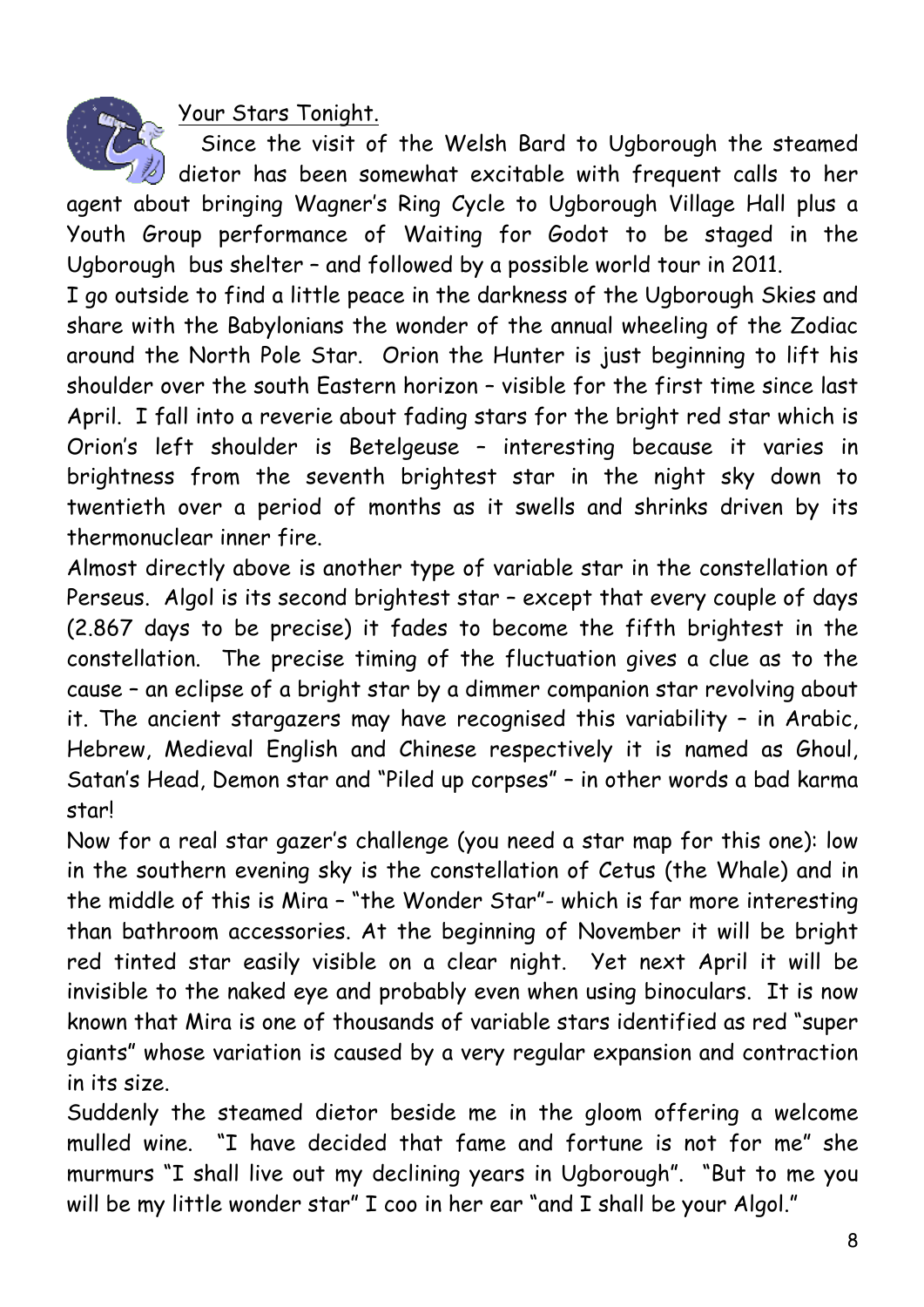## Your Stars Tonight.

Since the visit of the Welsh Bard to Ugborough the steamed dietor has been somewhat excitable with frequent calls to her agent about bringing Wagner's Ring Cycle to Ugborough Village Hall plus a Youth Group performance of Waiting for Godot to be staged in the Ugborough bus shelter – and followed by a possible world tour in 2011.

I go outside to find a little peace in the darkness of the Ugborough Skies and share with the Babylonians the wonder of the annual wheeling of the Zodiac around the North Pole Star. Orion the Hunter is just beginning to lift his shoulder over the south Eastern horizon – visible for the first time since last April. I fall into a reverie about fading stars for the bright red star which is Orion's left shoulder is Betelgeuse – interesting because it varies in brightness from the seventh brightest star in the night sky down to twentieth over a period of months as it swells and shrinks driven by its thermonuclear inner fire.

Almost directly above is another type of variable star in the constellation of Perseus. Algol is its second brightest star – except that every couple of days (2.867 days to be precise) it fades to become the fifth brightest in the constellation. The precise timing of the fluctuation gives a clue as to the cause – an eclipse of a bright star by a dimmer companion star revolving about it. The ancient stargazers may have recognised this variability – in Arabic, Hebrew, Medieval English and Chinese respectively it is named as Ghoul, Satan's Head, Demon star and "Piled up corpses" – in other words a bad karma star!

Now for a real star gazer's challenge (you need a star map for this one): low in the southern evening sky is the constellation of Cetus (the Whale) and in the middle of this is Mira – "the Wonder Star"- which is far more interesting than bathroom accessories. At the beginning of November it will be bright red tinted star easily visible on a clear night. Yet next April it will be invisible to the naked eye and probably even when using binoculars. It is now known that Mira is one of thousands of variable stars identified as red "super giants" whose variation is caused by a very regular expansion and contraction in its size.

Suddenly the steamed dietor beside me in the gloom offering a welcome mulled wine. "I have decided that fame and fortune is not for me" she murmurs "I shall live out my declining years in Ugborough". "But to me you will be my little wonder star" I coo in her ear "and I shall be your Algol."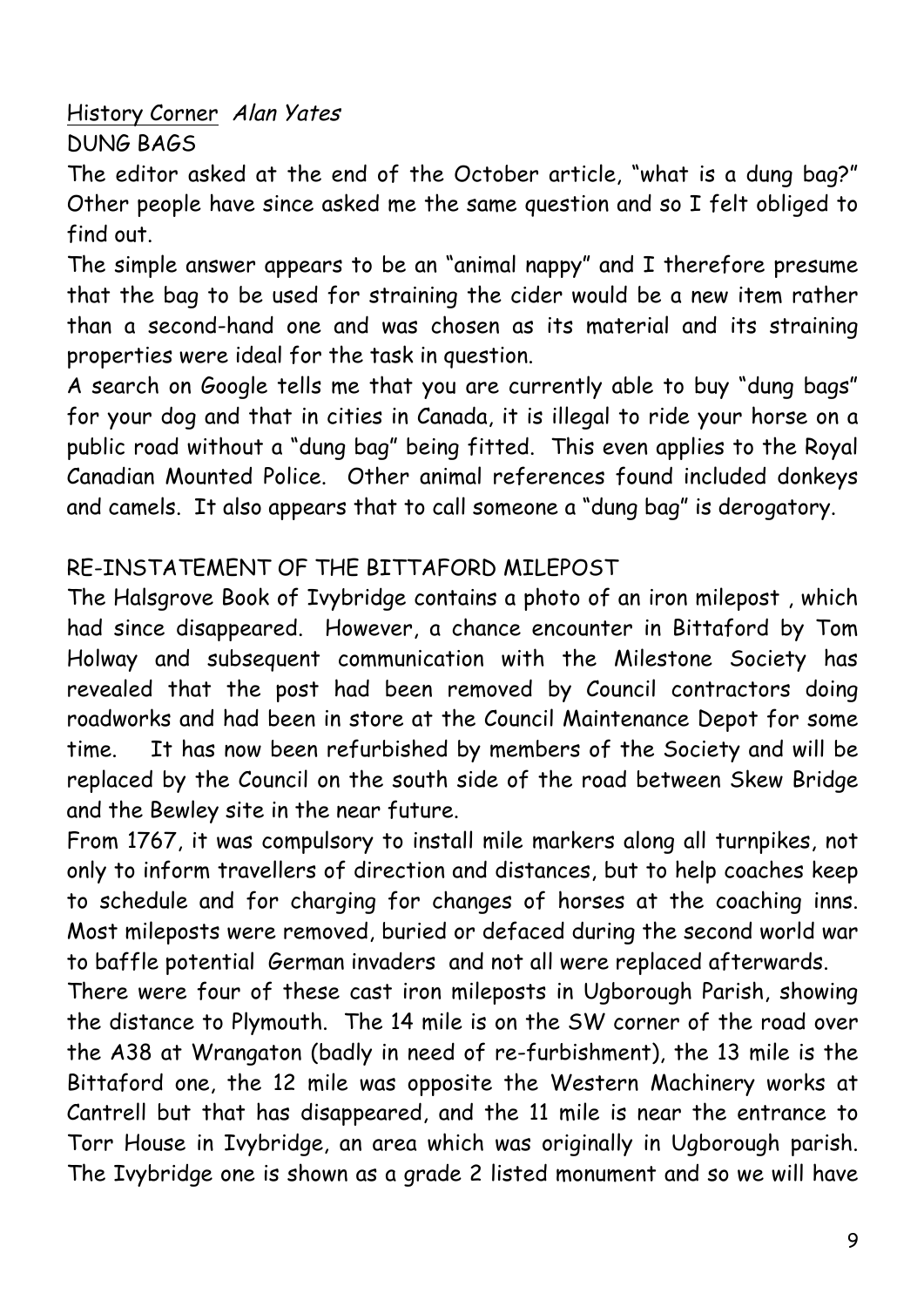<u>History Corner</u> *Alan Yates*

DUNG BAGS

The editor asked at the end of the October article, "what is a dung bag?" Other people have since asked me the same question and so I felt obliged to find out.

The simple answer appears to be an "animal nappy" and I therefore presume that the bag to be used for straining the cider would be a new item rather than a second-hand one and was chosen as its material and its straining properties were ideal for the task in question.

A search on Google tells me that you are currently able to buy "dung bags" for your dog and that in cities in Canada, it is illegal to ride your horse on a public road without a "dung bag" being fitted. This even applies to the Royal Canadian Mounted Police. Other animal references found included donkeys and camels. It also appears that to call someone a "dung bag" is derogatory.

RE-INSTATEMENT OF THE BITTAFORD MILEPOST

The Halsgrove Book of Ivybridge contains a photo of an iron milepost , which had since disappeared. However, a chance encounter in Bittaford by Tom Holway and subsequent communication with the Milestone Society has revealed that the post had been removed by Council contractors doing roadworks and had been in store at the Council Maintenance Depot for some time. It has now been refurbished by members of the Society and will be replaced by the Council on the south side of the road between Skew Bridge and the Bewley site in the near future.

From 1767, it was compulsory to install mile markers along all turnpikes, not only to inform travellers of direction and distances, but to help coaches keep to schedule and for charging for changes of horses at the coaching inns. Most mileposts were removed, buried or defaced during the second world war to baffle potential German invaders and not all were replaced afterwards.

There were four of these cast iron mileposts in Ugborough Parish, showing the distance to Plymouth. The 14 mile is on the SW corner of the road over the A38 at Wrangaton (badly in need of re-furbishment), the 13 mile is the Bittaford one, the 12 mile was opposite the Western Machinery works at Cantrell but that has disappeared, and the 11 mile is near the entrance to Torr House in Ivybridge, an area which was originally in Ugborough parish. The Ivybridge one is shown as a grade 2 listed monument and so we will have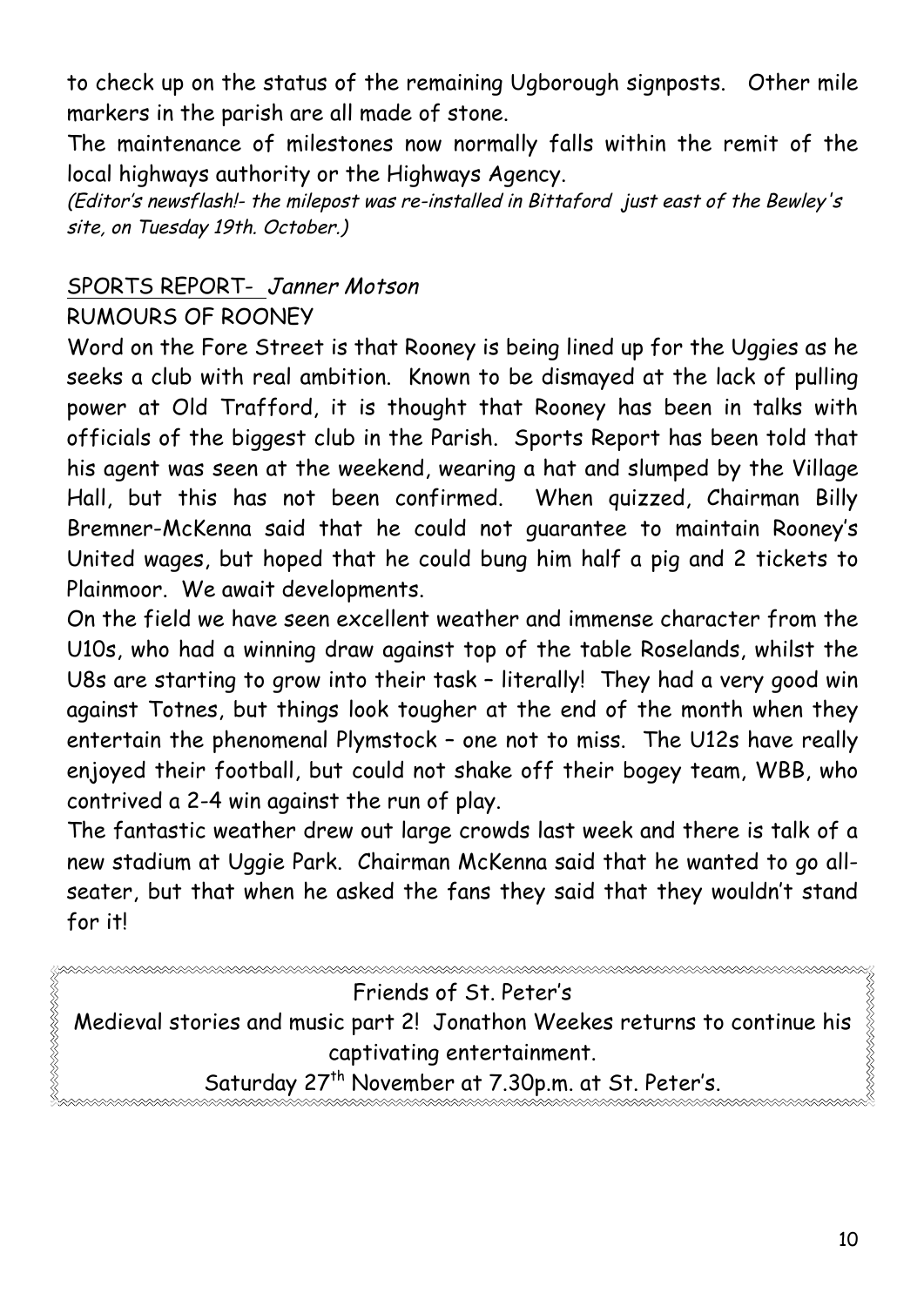to check up on the status of the remaining Ugborough signposts. Other mile markers in the parish are all made of stone.

The maintenance of milestones now normally falls within the remit of the local highways authority or the Highways Agency.

*(Editor's newsflash!- the milepost was re-installed in Bittaford just east of the Bewley's site, on Tuesday 19th. October.)*

## SPORTS REPORT- *Janner Motson*

### RUMOURS OF ROONEY

Word on the Fore Street is that Rooney is being lined up for the Uggies as he seeks a club with real ambition. Known to be dismayed at the lack of pulling power at Old Trafford, it is thought that Rooney has been in talks with officials of the biggest club in the Parish. Sports Report has been told that his agent was seen at the weekend, wearing a hat and slumped by the Village Hall, but this has not been confirmed. When quizzed, Chairman Billy Bremner-McKenna said that he could not guarantee to maintain Rooney's United wages, but hoped that he could bung him half a pig and 2 tickets to Plainmoor. We await developments.

On the field we have seen excellent weather and immense character from the U10s, who had a winning draw against top of the table Roselands, whilst the U8s are starting to grow into their task – literally! They had a very good win against Totnes, but things look tougher at the end of the month when they entertain the phenomenal Plymstock – one not to miss. The U12s have really enjoyed their football, but could not shake off their bogey team, WBB, who contrived a 2-4 win against the run of play.

The fantastic weather drew out large crowds last week and there is talk of a new stadium at Uggie Park. Chairman McKenna said that he wanted to go all-seater, but that when he asked the fans they said that they wouldn't stand for it!

---

Friends of St. Peter's

Medieval stories and music part 2! Jonathon Weekes returns to continue his captivating entertainment.

Saturday 27th November at 7.30p.m. at St. Peter's.

---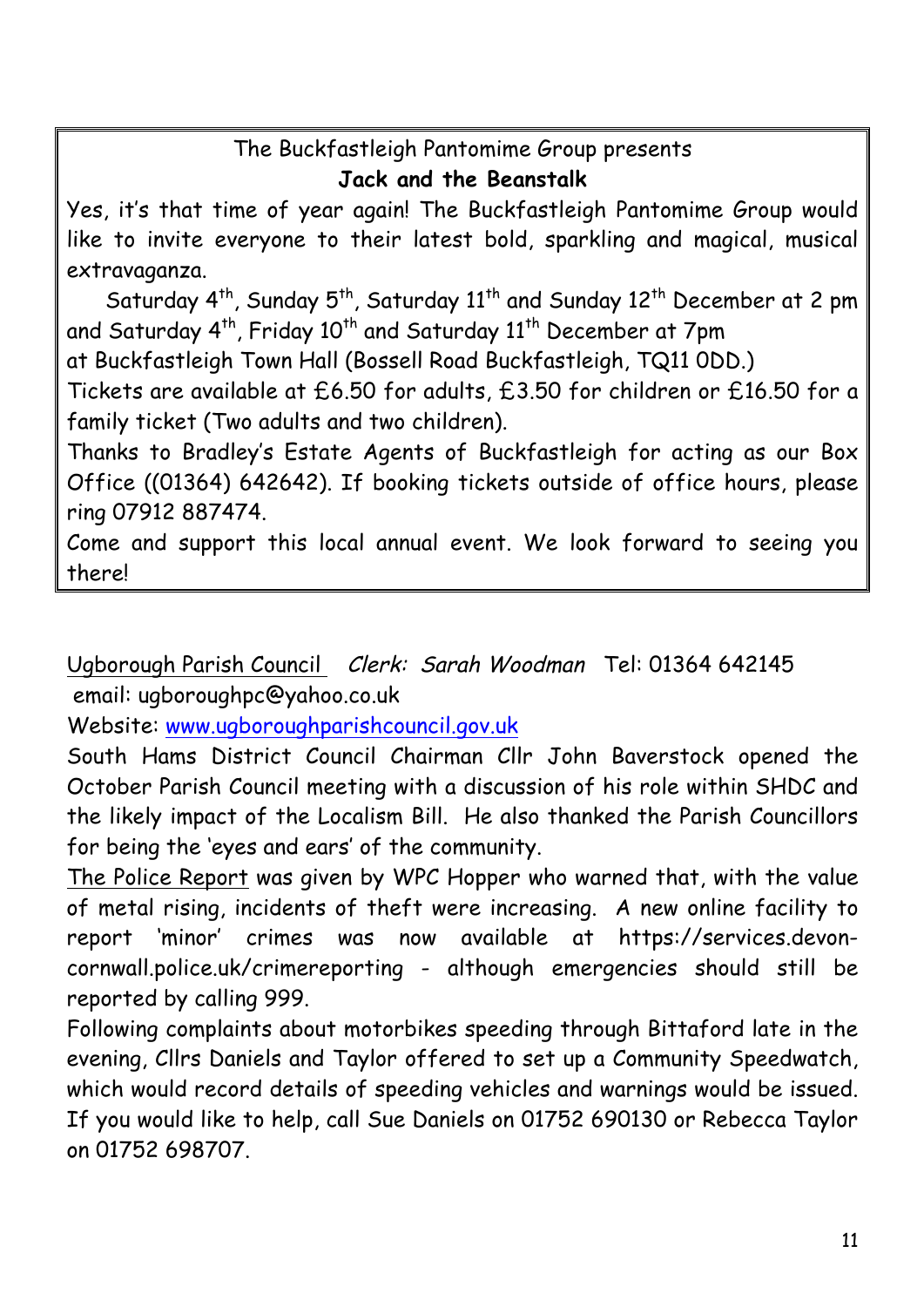The Buckfastleigh Pantomime Group presents

**Jack and the Beanstalk**

Yes, it's that time of year again! The Buckfastleigh Pantomime Group would like to invite everyone to their latest bold, sparkling and magical, musical extravaganza.

Saturday 4th, Sunday 5th, Saturday 11th and Sunday 12th December at 2 pm and Saturday 4th, Friday 10th and Saturday 11th December at 7pm

at Buckfastleigh Town Hall (Bossell Road Buckfastleigh, TQ11 0DD.)

Tickets are available at £6.50 for adults, £3.50 for children or £16.50 for a family ticket (Two adults and two children).

Thanks to Bradley's Estate Agents of Buckfastleigh for acting as our Box Office ((01364) 642642). If booking tickets outside of office hours, please ring 07912 887474.

Come and support this local annual event. We look forward to seeing you there!

Ugborough Parish Council *Clerk: Sarah Woodman* Tel: 01364 642145

email: ugboroughpc@yahoo.co.uk

Website: www.ugboroughparishcouncil.gov.uk

South Hams District Council Chairman Cllr John Baverstock opened the October Parish Council meeting with a discussion of his role within SHDC and the likely impact of the Localism Bill. He also thanked the Parish Councillors for being the 'eyes and ears' of the community.

The Police Report was given by WPC Hopper who warned that, with the value of metal rising, incidents of theft were increasing. A new online facility to report 'minor' crimes was now available at https://services.devon-cornwall.police.uk/crimereporting - although emergencies should still be reported by calling 999.

Following complaints about motorbikes speeding through Bittaford late in the evening, Cllrs Daniels and Taylor offered to set up a Community Speedwatch, which would record details of speeding vehicles and warnings would be issued. If you would like to help, call Sue Daniels on 01752 690130 or Rebecca Taylor on 01752 698707.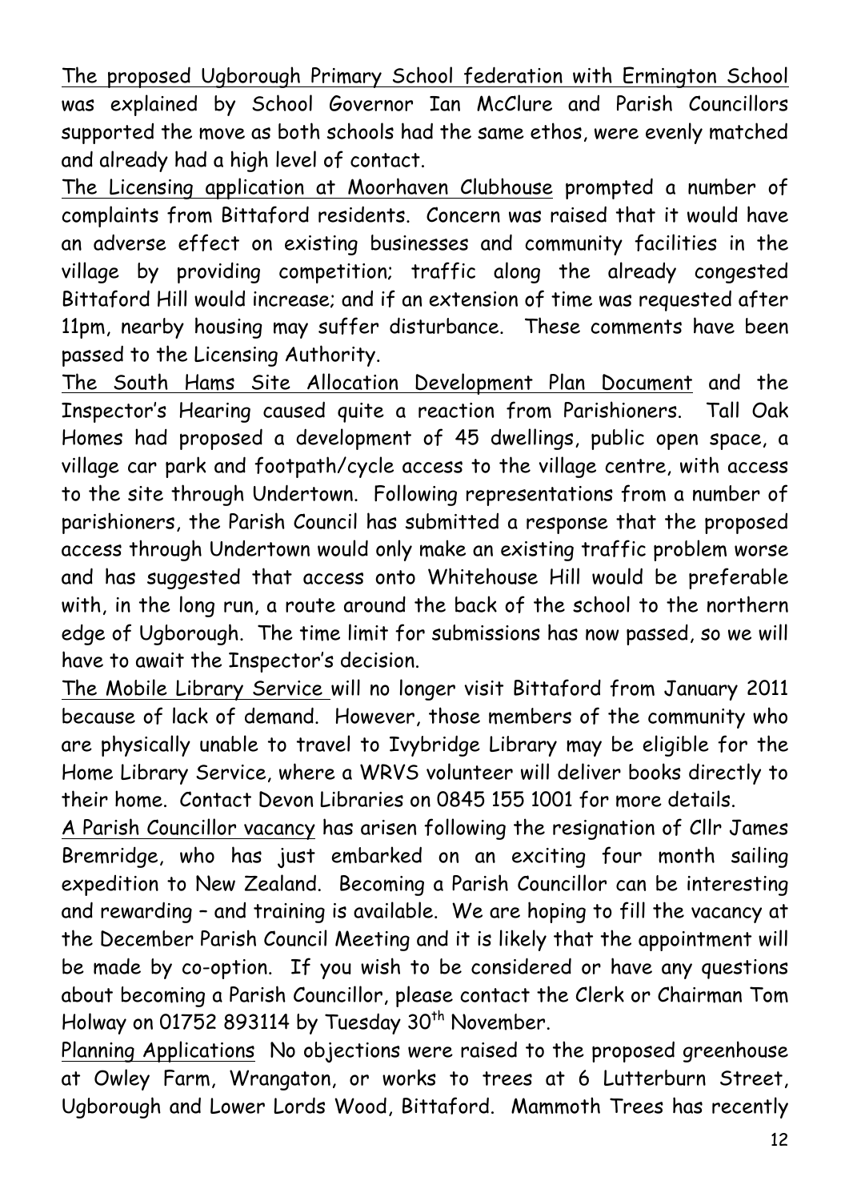The proposed Ugborough Primary School federation with Ermington School was explained by School Governor Ian McClure and Parish Councillors supported the move as both schools had the same ethos, were evenly matched and already had a high level of contact.

The Licensing application at Moorhaven Clubhouse prompted a number of complaints from Bittaford residents. Concern was raised that it would have an adverse effect on existing businesses and community facilities in the village by providing competition; traffic along the already congested Bittaford Hill would increase; and if an extension of time was requested after 11pm, nearby housing may suffer disturbance. These comments have been passed to the Licensing Authority.

The South Hams Site Allocation Development Plan Document and the Inspector's Hearing caused quite a reaction from Parishioners. Tall Oak Homes had proposed a development of 45 dwellings, public open space, a village car park and footpath/cycle access to the village centre, with access to the site through Undertown. Following representations from a number of parishioners, the Parish Council has submitted a response that the proposed access through Undertown would only make an existing traffic problem worse and has suggested that access onto Whitehouse Hill would be preferable with, in the long run, a route around the back of the school to the northern edge of Ugborough. The time limit for submissions has now passed, so we will have to await the Inspector's decision.

The Mobile Library Service will no longer visit Bittaford from January 2011 because of lack of demand. However, those members of the community who are physically unable to travel to Ivybridge Library may be eligible for the Home Library Service, where a WRVS volunteer will deliver books directly to their home. Contact Devon Libraries on 0845 155 1001 for more details.

A Parish Councillor vacancy has arisen following the resignation of Cllr James Bremridge, who has just embarked on an exciting four month sailing expedition to New Zealand. Becoming a Parish Councillor can be interesting and rewarding – and training is available. We are hoping to fill the vacancy at the December Parish Council Meeting and it is likely that the appointment will be made by co-option. If you wish to be considered or have any questions about becoming a Parish Councillor, please contact the Clerk or Chairman Tom Holway on 01752 893114 by Tuesday 30th November.

Planning Applications No objections were raised to the proposed greenhouse at Owley Farm, Wrangaton, or works to trees at 6 Lutterburn Street, Ugborough and Lower Lords Wood, Bittaford. Mammoth Trees has recently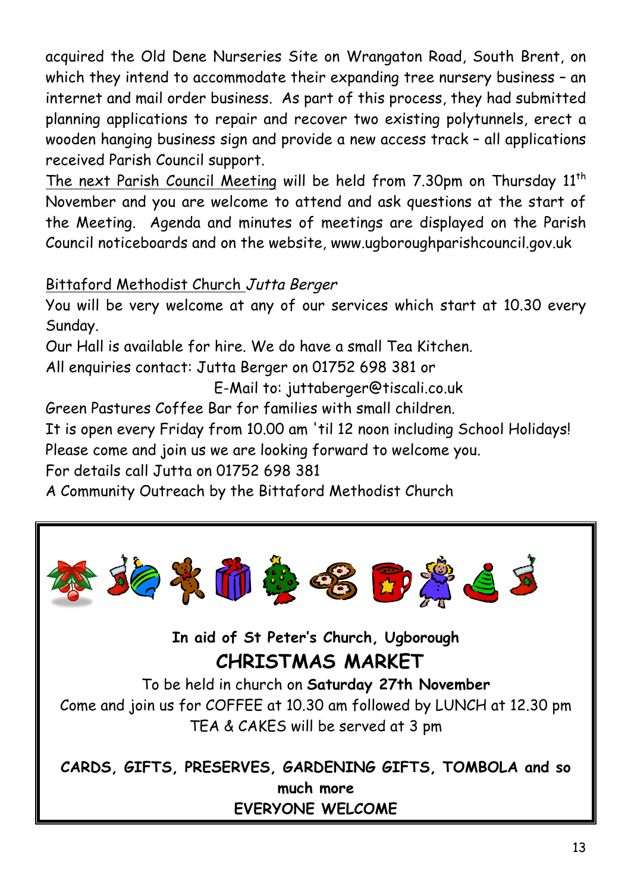acquired the Old Dene Nurseries Site on Wrangaton Road, South Brent, on which they intend to accommodate their expanding tree nursery business – an internet and mail order business. As part of this process, they had submitted planning applications to repair and recover two existing polytunnels, erect a wooden hanging business sign and provide a new access track – all applications received Parish Council support.

The next Parish Council Meeting will be held from 7.30pm on Thursday 11th November and you are welcome to attend and ask questions at the start of the Meeting. Agenda and minutes of meetings are displayed on the Parish Council noticeboards and on the website, www.ugboroughparishcouncil.gov.uk

Bittaford Methodist Church *Jutta Berger*

You will be very welcome at any of our services which start at 10.30 every Sunday.

Our Hall is available for hire. We do have a small Tea Kitchen.

All enquiries contact: Jutta Berger on 01752 698 381 or

E-Mail to: juttaberger@tiscali.co.uk

Green Pastures Coffee Bar for families with small children.

It is open every Friday from 10.00 am 'til 12 noon including School Holidays!

Please come and join us we are looking forward to welcome you.

For details call Jutta on 01752 698 381

A Community Outreach by the Bittaford Methodist Church

**In aid of St Peter's Church, Ugborough**

## CHRISTMAS MARKET

To be held in church on **Saturday 27th November**

Come and join us for COFFEE at 10.30 am followed by LUNCH at 12.30 pm

TEA & CAKES will be served at 3 pm

**CARDS, GIFTS, PRESERVES, GARDENING GIFTS, TOMBOLA and so much more**

**EVERYONE WELCOME**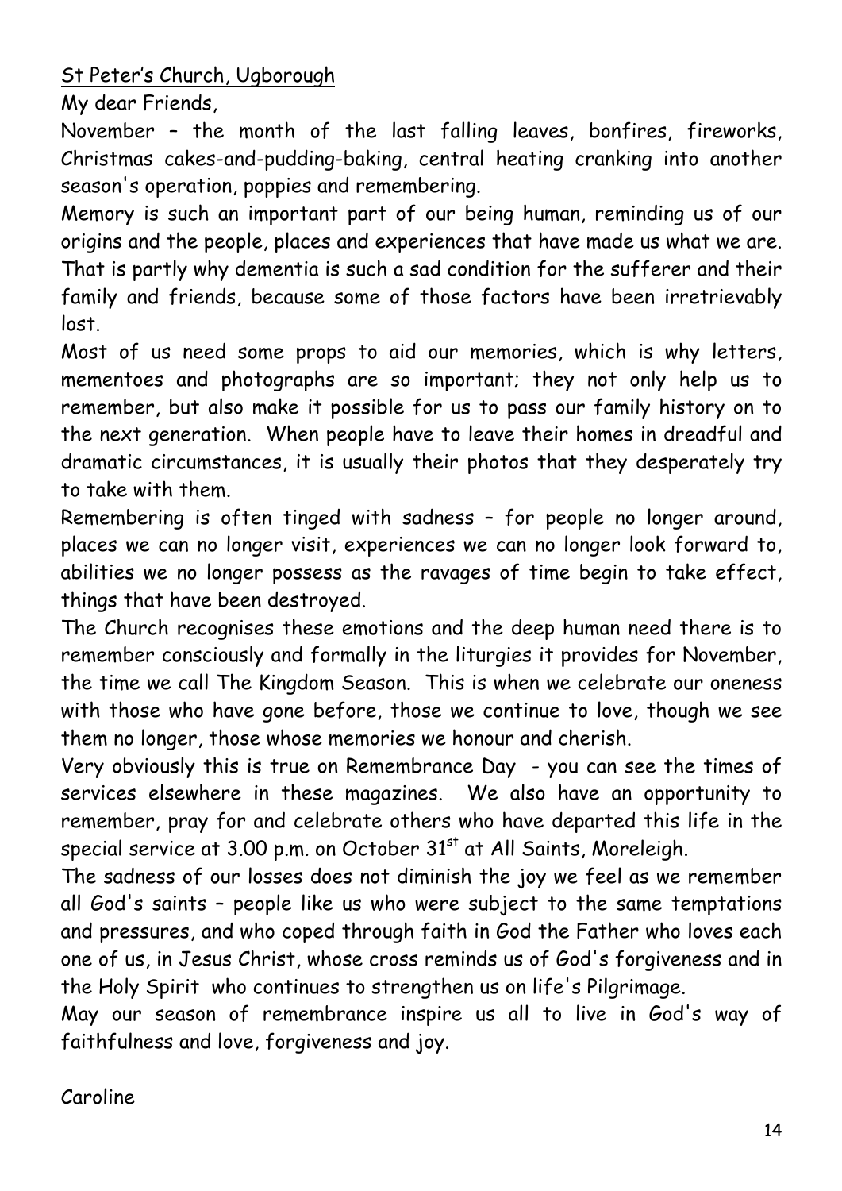St Peter's Church, Ugborough

My dear Friends,

November – the month of the last falling leaves, bonfires, fireworks, Christmas cakes-and-pudding-baking, central heating cranking into another season's operation, poppies and remembering.

Memory is such an important part of our being human, reminding us of our origins and the people, places and experiences that have made us what we are. That is partly why dementia is such a sad condition for the sufferer and their family and friends, because some of those factors have been irretrievably lost.

Most of us need some props to aid our memories, which is why letters, mementoes and photographs are so important; they not only help us to remember, but also make it possible for us to pass our family history on to the next generation. When people have to leave their homes in dreadful and dramatic circumstances, it is usually their photos that they desperately try to take with them.

Remembering is often tinged with sadness – for people no longer around, places we can no longer visit, experiences we can no longer look forward to, abilities we no longer possess as the ravages of time begin to take effect, things that have been destroyed.

The Church recognises these emotions and the deep human need there is to remember consciously and formally in the liturgies it provides for November, the time we call The Kingdom Season. This is when we celebrate our oneness with those who have gone before, those we continue to love, though we see them no longer, those whose memories we honour and cherish.

Very obviously this is true on Remembrance Day - you can see the times of services elsewhere in these magazines. We also have an opportunity to remember, pray for and celebrate others who have departed this life in the special service at 3.00 p.m. on October 31st at All Saints, Moreleigh.

The sadness of our losses does not diminish the joy we feel as we remember all God's saints – people like us who were subject to the same temptations and pressures, and who coped through faith in God the Father who loves each one of us, in Jesus Christ, whose cross reminds us of God's forgiveness and in the Holy Spirit who continues to strengthen us on life's Pilgrimage.

May our season of remembrance inspire us all to live in God's way of faithfulness and love, forgiveness and joy.

Caroline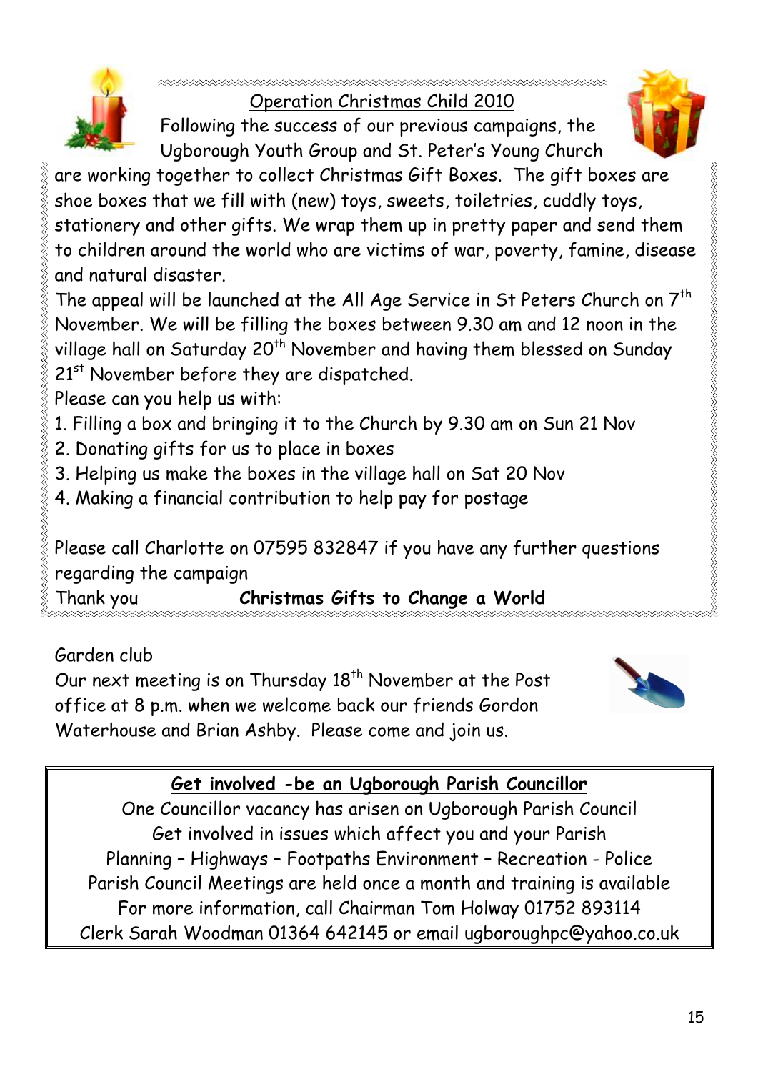## Operation Christmas Child 2010

Following the success of our previous campaigns, the Ugborough Youth Group and St. Peter's Young Church are working together to collect Christmas Gift Boxes. The gift boxes are shoe boxes that we fill with (new) toys, sweets, toiletries, cuddly toys, stationery and other gifts. We wrap them up in pretty paper and send them to children around the world who are victims of war, poverty, famine, disease and natural disaster.

The appeal will be launched at the All Age Service in St Peters Church on 7th November. We will be filling the boxes between 9.30 am and 12 noon in the village hall on Saturday 20th November and having them blessed on Sunday 21st November before they are dispatched.

Please can you help us with:

1. Filling a box and bringing it to the Church by 9.30 am on Sun 21 Nov
2. Donating gifts for us to place in boxes
3. Helping us make the boxes in the village hall on Sat 20 Nov
4. Making a financial contribution to help pay for postage

Please call Charlotte on 07595 832847 if you have any further questions regarding the campaign

Thank you **Christmas Gifts to Change a World**

## Garden club

Our next meeting is on Thursday 18th November at the Post office at 8 p.m. when we welcome back our friends Gordon Waterhouse and Brian Ashby. Please come and join us.

## Get involved -be an Ugborough Parish Councillor

One Councillor vacancy has arisen on Ugborough Parish Council

Get involved in issues which affect you and your Parish

Planning – Highways – Footpaths Environment – Recreation - Police

Parish Council Meetings are held once a month and training is available

For more information, call Chairman Tom Holway 01752 893114

Clerk Sarah Woodman 01364 642145 or email ugboroughpc@yahoo.co.uk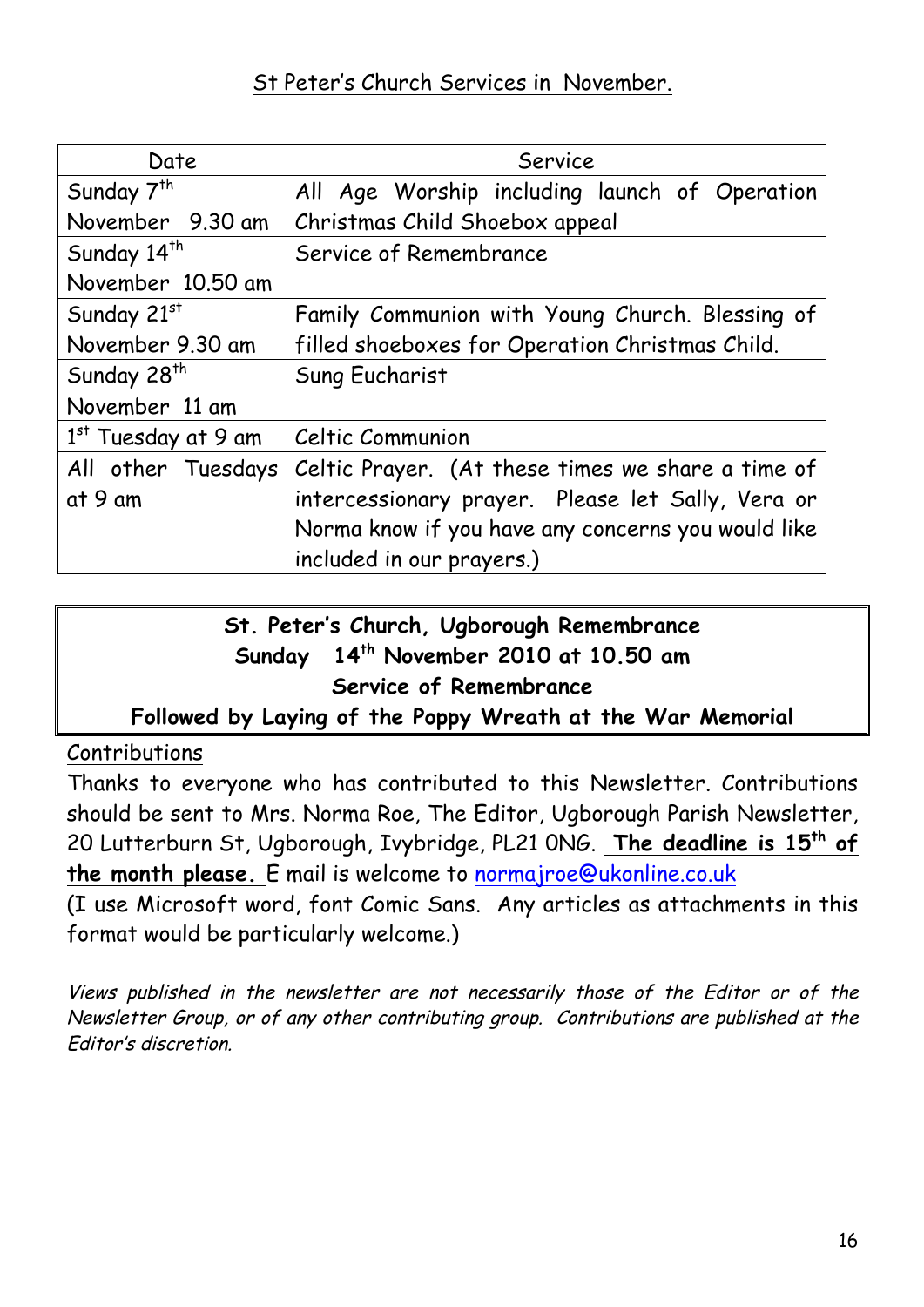## St Peter's Church Services in November.

| Date | Service |
|---|---|
| Sunday 7th November 9.30 am | All Age Worship including launch of Operation Christmas Child Shoebox appeal |
| Sunday 14th November 10.50 am | Service of Remembrance |
| Sunday 21st November 9.30 am | Family Communion with Young Church. Blessing of filled shoeboxes for Operation Christmas Child. |
| Sunday 28th November 11 am | Sung Eucharist |
| 1st Tuesday at 9 am | Celtic Communion |
| All other Tuesdays at 9 am | Celtic Prayer. (At these times we share a time of intercessionary prayer. Please let Sally, Vera or Norma know if you have any concerns you would like included in our prayers.) |

**St. Peter's Church, Ugborough Remembrance**
**Sunday 14th November 2010 at 10.50 am**
**Service of Remembrance**
**Followed by Laying of the Poppy Wreath at the War Memorial**

### Contributions

Thanks to everyone who has contributed to this Newsletter. Contributions should be sent to Mrs. Norma Roe, The Editor, Ugborough Parish Newsletter, 20 Lutterburn St, Ugborough, Ivybridge, PL21 0NG. **The deadline is 15th of the month please.** E mail is welcome to normajroe@ukonline.co.uk
(I use Microsoft word, font Comic Sans. Any articles as attachments in this format would be particularly welcome.)

*Views published in the newsletter are not necessarily those of the Editor or of the Newsletter Group, or of any other contributing group. Contributions are published at the Editor's discretion.*